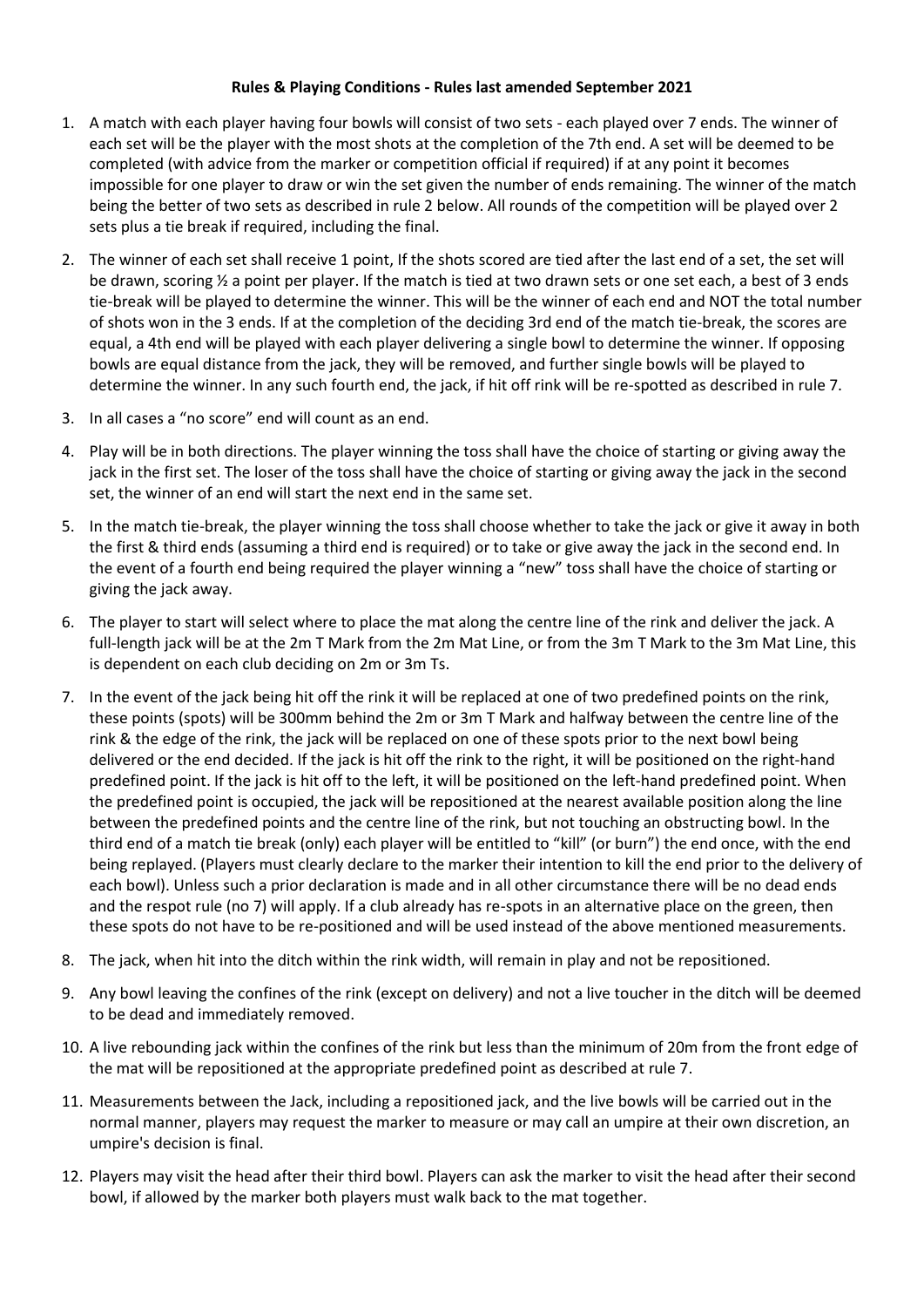**Rules & Playing Conditions - Rules last amended September 2021**

1. A match with each player having four bowls will consist of two sets - each played over 7 ends. The winner of each set will be the player with the most shots at the completion of the 7th end. A set will be deemed to be completed (with advice from the marker or competition official if required) if at any point it becomes impossible for one player to draw or win the set given the number of ends remaining. The winner of the match being the better of two sets as described in rule 2 below. All rounds of the competition will be played over 2 sets plus a tie break if required, including the final.
2. The winner of each set shall receive 1 point, If the shots scored are tied after the last end of a set, the set will be drawn, scoring ½ a point per player. If the match is tied at two drawn sets or one set each, a best of 3 ends tie-break will be played to determine the winner. This will be the winner of each end and NOT the total number of shots won in the 3 ends. If at the completion of the deciding 3rd end of the match tie-break, the scores are equal, a 4th end will be played with each player delivering a single bowl to determine the winner. If opposing bowls are equal distance from the jack, they will be removed, and further single bowls will be played to determine the winner. In any such fourth end, the jack, if hit off rink will be re-spotted as described in rule 7.
3. In all cases a "no score" end will count as an end.
4. Play will be in both directions. The player winning the toss shall have the choice of starting or giving away the jack in the first set. The loser of the toss shall have the choice of starting or giving away the jack in the second set, the winner of an end will start the next end in the same set.
5. In the match tie-break, the player winning the toss shall choose whether to take the jack or give it away in both the first & third ends (assuming a third end is required) or to take or give away the jack in the second end. In the event of a fourth end being required the player winning a "new" toss shall have the choice of starting or giving the jack away.
6. The player to start will select where to place the mat along the centre line of the rink and deliver the jack. A full-length jack will be at the 2m T Mark from the 2m Mat Line, or from the 3m T Mark to the 3m Mat Line, this is dependent on each club deciding on 2m or 3m Ts.
7. In the event of the jack being hit off the rink it will be replaced at one of two predefined points on the rink, these points (spots) will be 300mm behind the 2m or 3m T Mark and halfway between the centre line of the rink & the edge of the rink, the jack will be replaced on one of these spots prior to the next bowl being delivered or the end decided. If the jack is hit off the rink to the right, it will be positioned on the right-hand predefined point. If the jack is hit off to the left, it will be positioned on the left-hand predefined point. When the predefined point is occupied, the jack will be repositioned at the nearest available position along the line between the predefined points and the centre line of the rink, but not touching an obstructing bowl. In the third end of a match tie break (only) each player will be entitled to "kill" (or burn") the end once, with the end being replayed. (Players must clearly declare to the marker their intention to kill the end prior to the delivery of each bowl). Unless such a prior declaration is made and in all other circumstance there will be no dead ends and the respot rule (no 7) will apply. If a club already has re-spots in an alternative place on the green, then these spots do not have to be re-positioned and will be used instead of the above mentioned measurements.
8. The jack, when hit into the ditch within the rink width, will remain in play and not be repositioned.
9. Any bowl leaving the confines of the rink (except on delivery) and not a live toucher in the ditch will be deemed to be dead and immediately removed.
10. A live rebounding jack within the confines of the rink but less than the minimum of 20m from the front edge of the mat will be repositioned at the appropriate predefined point as described at rule 7.
11. Measurements between the Jack, including a repositioned jack, and the live bowls will be carried out in the normal manner, players may request the marker to measure or may call an umpire at their own discretion, an umpire's decision is final.
12. Players may visit the head after their third bowl. Players can ask the marker to visit the head after their second bowl, if allowed by the marker both players must walk back to the mat together.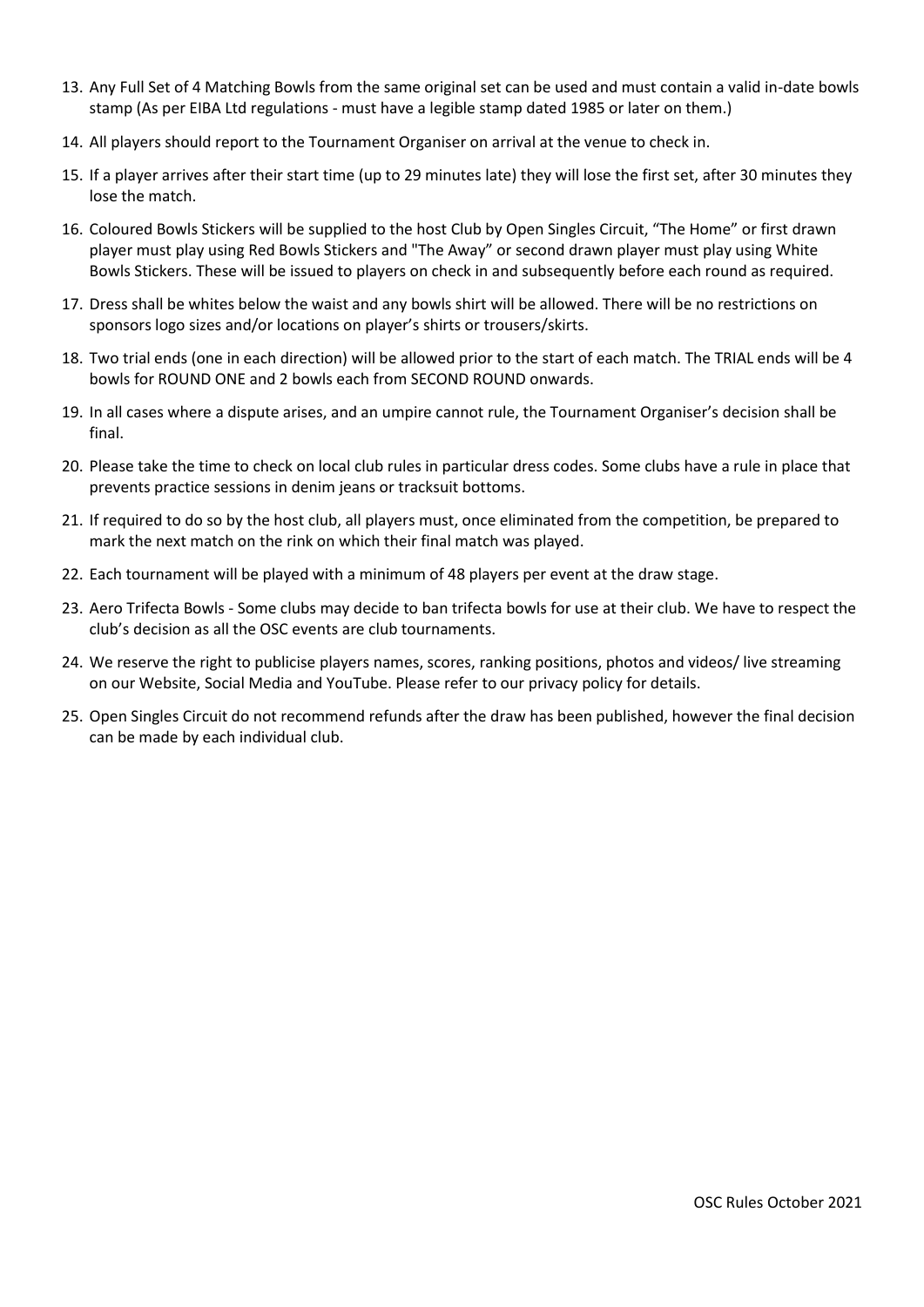13. Any Full Set of 4 Matching Bowls from the same original set can be used and must contain a valid in-date bowls stamp (As per EIBA Ltd regulations - must have a legible stamp dated 1985 or later on them.)
14. All players should report to the Tournament Organiser on arrival at the venue to check in.
15. If a player arrives after their start time (up to 29 minutes late) they will lose the first set, after 30 minutes they lose the match.
16. Coloured Bowls Stickers will be supplied to the host Club by Open Singles Circuit, "The Home" or first drawn player must play using Red Bowls Stickers and "The Away" or second drawn player must play using White Bowls Stickers. These will be issued to players on check in and subsequently before each round as required.
17. Dress shall be whites below the waist and any bowls shirt will be allowed. There will be no restrictions on sponsors logo sizes and/or locations on player's shirts or trousers/skirts.
18. Two trial ends (one in each direction) will be allowed prior to the start of each match. The TRIAL ends will be 4 bowls for ROUND ONE and 2 bowls each from SECOND ROUND onwards.
19. In all cases where a dispute arises, and an umpire cannot rule, the Tournament Organiser's decision shall be final.
20. Please take the time to check on local club rules in particular dress codes. Some clubs have a rule in place that prevents practice sessions in denim jeans or tracksuit bottoms.
21. If required to do so by the host club, all players must, once eliminated from the competition, be prepared to mark the next match on the rink on which their final match was played.
22. Each tournament will be played with a minimum of 48 players per event at the draw stage.
23. Aero Trifecta Bowls - Some clubs may decide to ban trifecta bowls for use at their club. We have to respect the club's decision as all the OSC events are club tournaments.
24. We reserve the right to publicise players names, scores, ranking positions, photos and videos/ live streaming on our Website, Social Media and YouTube. Please refer to our privacy policy for details.
25. Open Singles Circuit do not recommend refunds after the draw has been published, however the final decision can be made by each individual club.

OSC Rules October 2021